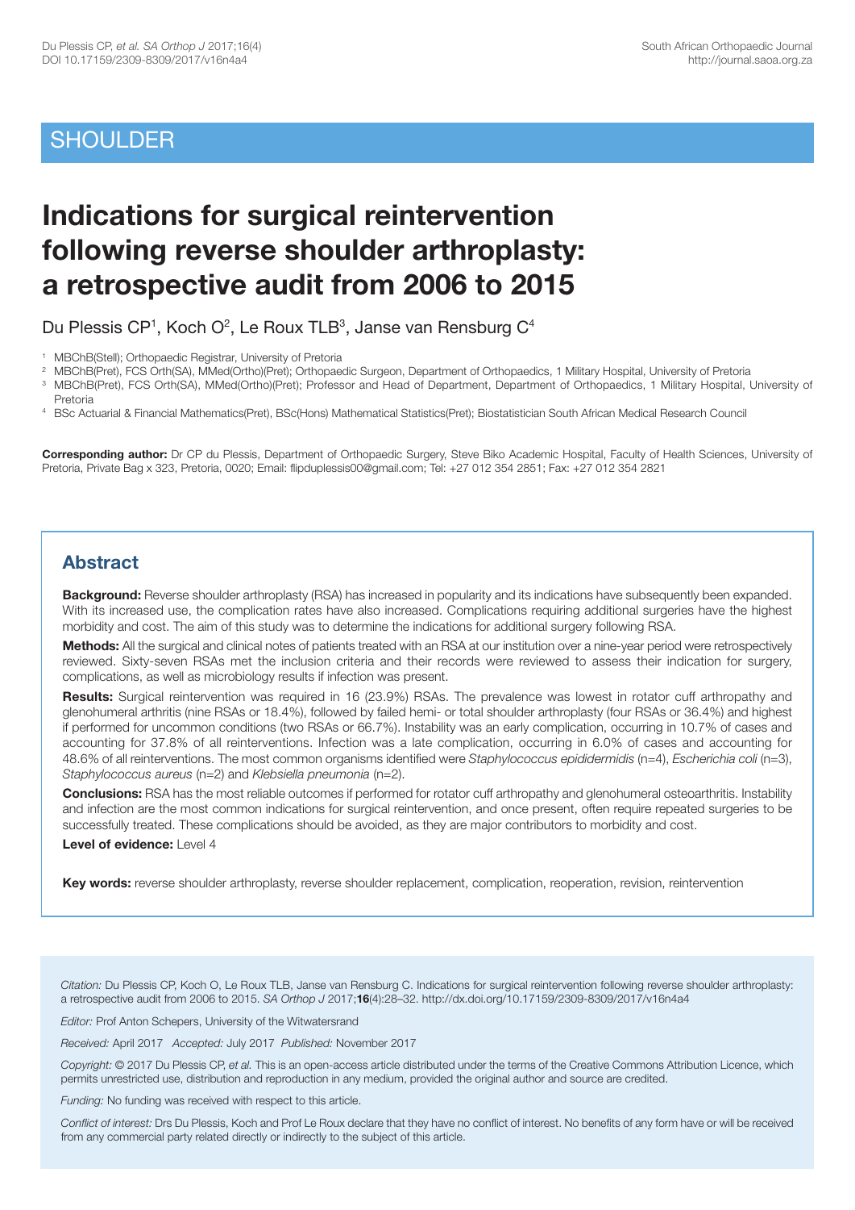## SHOULDER

# Indications for surgical reintervention following reverse shoulder arthroplasty: a retrospective audit from 2006 to 2015

Du Plessis CP[1], Koch O[2], Le Roux TLB[3], Janse van Rensburg C[4]

[1] MBChB(Stell); Orthopaedic Registrar, University of Pretoria
[2] MBChB(Pret), FCS Orth(SA), MMed(Ortho)(Pret); Orthopaedic Surgeon, Department of Orthopaedics, 1 Military Hospital, University of Pretoria
[3] MBChB(Pret), FCS Orth(SA), MMed(Ortho)(Pret); Professor and Head of Department, Department of Orthopaedics, 1 Military Hospital, University of Pretoria
[4] BSc Actuarial & Financial Mathematics(Pret), BSc(Hons) Mathematical Statistics(Pret); Biostatistician South African Medical Research Council

**Corresponding author:** Dr CP du Plessis, Department of Orthopaedic Surgery, Steve Biko Academic Hospital, Faculty of Health Sciences, University of Pretoria, Private Bag x 323, Pretoria, 0020; Email: flipduplessis00@gmail.com; Tel: +27 012 354 2851; Fax: +27 012 354 2821

## Abstract

**Background:** Reverse shoulder arthroplasty (RSA) has increased in popularity and its indications have subsequently been expanded. With its increased use, the complication rates have also increased. Complications requiring additional surgeries have the highest morbidity and cost. The aim of this study was to determine the indications for additional surgery following RSA.

**Methods:** All the surgical and clinical notes of patients treated with an RSA at our institution over a nine-year period were retrospectively reviewed. Sixty-seven RSAs met the inclusion criteria and their records were reviewed to assess their indication for surgery, complications, as well as microbiology results if infection was present.

**Results:** Surgical reintervention was required in 16 (23.9%) RSAs. The prevalence was lowest in rotator cuff arthropathy and glenohumeral arthritis (nine RSAs or 18.4%), followed by failed hemi- or total shoulder arthroplasty (four RSAs or 36.4%) and highest if performed for uncommon conditions (two RSAs or 66.7%). Instability was an early complication, occurring in 10.7% of cases and accounting for 37.8% of all reinterventions. Infection was a late complication, occurring in 6.0% of cases and accounting for 48.6% of all reinterventions. The most common organisms identified were *Staphylococcus epididermidis* (n=4), *Escherichia coli* (n=3), *Staphylococcus aureus* (n=2) and *Klebsiella pneumonia* (n=2).

**Conclusions:** RSA has the most reliable outcomes if performed for rotator cuff arthropathy and glenohumeral osteoarthritis. Instability and infection are the most common indications for surgical reintervention, and once present, often require repeated surgeries to be successfully treated. These complications should be avoided, as they are major contributors to morbidity and cost.

**Level of evidence:** Level 4

**Key words:** reverse shoulder arthroplasty, reverse shoulder replacement, complication, reoperation, revision, reintervention

*Citation:* Du Plessis CP, Koch O, Le Roux TLB, Janse van Rensburg C. Indications for surgical reintervention following reverse shoulder arthroplasty: a retrospective audit from 2006 to 2015. *SA Orthop J* 2017;**16**(4):28–32. http://dx.doi.org/10.17159/2309-8309/2017/v16n4a4

*Editor:* Prof Anton Schepers, University of the Witwatersrand

*Received:* April 2017 *Accepted:* July 2017 *Published:* November 2017

*Copyright:* © 2017 Du Plessis CP, *et al.* This is an open-access article distributed under the terms of the Creative Commons Attribution Licence, which permits unrestricted use, distribution and reproduction in any medium, provided the original author and source are credited.

*Funding:* No funding was received with respect to this article.

*Conflict of interest:* Drs Du Plessis, Koch and Prof Le Roux declare that they have no conflict of interest. No benefits of any form have or will be received from any commercial party related directly or indirectly to the subject of this article.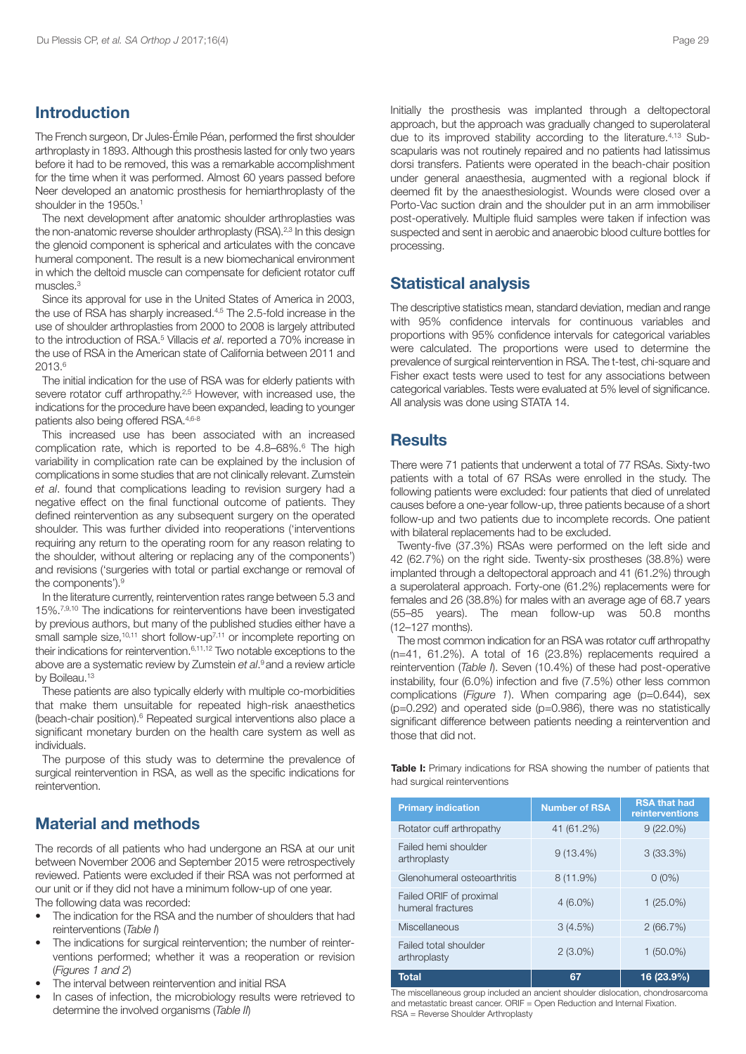## Introduction

The French surgeon, Dr Jules-Émile Péan, performed the first shoulder arthroplasty in 1893. Although this prosthesis lasted for only two years before it had to be removed, this was a remarkable accomplishment for the time when it was performed. Almost 60 years passed before Neer developed an anatomic prosthesis for hemiarthroplasty of the shoulder in the 1950s.[1]

The next development after anatomic shoulder arthroplasties was the non-anatomic reverse shoulder arthroplasty (RSA).[2,3] In this design the glenoid component is spherical and articulates with the concave humeral component. The result is a new biomechanical environment in which the deltoid muscle can compensate for deficient rotator cuff muscles.[3]

Since its approval for use in the United States of America in 2003, the use of RSA has sharply increased.[4,5] The 2.5-fold increase in the use of shoulder arthroplasties from 2000 to 2008 is largely attributed to the introduction of RSA.[5] Villacis *et al*. reported a 70% increase in the use of RSA in the American state of California between 2011 and 2013.[6]

The initial indication for the use of RSA was for elderly patients with severe rotator cuff arthropathy.[2,5] However, with increased use, the indications for the procedure have been expanded, leading to younger patients also being offered RSA.[4,6-8]

This increased use has been associated with an increased complication rate, which is reported to be 4.8–68%.[6] The high variability in complication rate can be explained by the inclusion of complications in some studies that are not clinically relevant. Zumstein *et al*. found that complications leading to revision surgery had a negative effect on the final functional outcome of patients. They defined reintervention as any subsequent surgery on the operated shoulder. This was further divided into reoperations ('interventions requiring any return to the operating room for any reason relating to the shoulder, without altering or replacing any of the components') and revisions ('surgeries with total or partial exchange or removal of the components').[9]

In the literature currently, reintervention rates range between 5.3 and 15%.[7,9,10] The indications for reinterventions have been investigated by previous authors, but many of the published studies either have a small sample size,[10,11] short follow-up[7,11] or incomplete reporting on their indications for reintervention.[6,11,12] Two notable exceptions to the above are a systematic review by Zumstein *et al*.[9] and a review article by Boileau.[13]

These patients are also typically elderly with multiple co-morbidities that make them unsuitable for repeated high-risk anaesthetics (beach-chair position).[6] Repeated surgical interventions also place a significant monetary burden on the health care system as well as individuals.

The purpose of this study was to determine the prevalence of surgical reintervention in RSA, as well as the specific indications for reintervention.

## Material and methods

The records of all patients who had undergone an RSA at our unit between November 2006 and September 2015 were retrospectively reviewed. Patients were excluded if their RSA was not performed at our unit or if they did not have a minimum follow-up of one year.

The following data was recorded:

- The indication for the RSA and the number of shoulders that had reinterventions (*Table I*)
- The indications for surgical reintervention; the number of reinterventions performed; whether it was a reoperation or revision (*Figures 1 and 2*)
- The interval between reintervention and initial RSA
- In cases of infection, the microbiology results were retrieved to determine the involved organisms (*Table II*)

Initially the prosthesis was implanted through a deltopectoral approach, but the approach was gradually changed to superolateral due to its improved stability according to the literature.[4,13] Subscapularis was not routinely repaired and no patients had latissimus dorsi transfers. Patients were operated in the beach-chair position under general anaesthesia, augmented with a regional block if deemed fit by the anaesthesiologist. Wounds were closed over a Porto-Vac suction drain and the shoulder put in an arm immobiliser post-operatively. Multiple fluid samples were taken if infection was suspected and sent in aerobic and anaerobic blood culture bottles for processing.

## Statistical analysis

The descriptive statistics mean, standard deviation, median and range with 95% confidence intervals for continuous variables and proportions with 95% confidence intervals for categorical variables were calculated. The proportions were used to determine the prevalence of surgical reintervention in RSA. The t-test, chi-square and Fisher exact tests were used to test for any associations between categorical variables. Tests were evaluated at 5% level of significance. All analysis was done using STATA 14.

## Results

There were 71 patients that underwent a total of 77 RSAs. Sixty-two patients with a total of 67 RSAs were enrolled in the study. The following patients were excluded: four patients that died of unrelated causes before a one-year follow-up, three patients because of a short follow-up and two patients due to incomplete records. One patient with bilateral replacements had to be excluded.

Twenty-five (37.3%) RSAs were performed on the left side and 42 (62.7%) on the right side. Twenty-six prostheses (38.8%) were implanted through a deltopectoral approach and 41 (61.2%) through a superolateral approach. Forty-one (61.2%) replacements were for females and 26 (38.8%) for males with an average age of 68.7 years (55–85 years). The mean follow-up was 50.8 months (12–127 months).

The most common indication for an RSA was rotator cuff arthropathy (n=41, 61.2%). A total of 16 (23.8%) replacements required a reintervention (*Table I*). Seven (10.4%) of these had post-operative instability, four (6.0%) infection and five (7.5%) other less common complications (*Figure 1*). When comparing age (p=0.644), sex (p=0.292) and operated side (p=0.986), there was no statistically significant difference between patients needing a reintervention and those that did not.

**Table I:** Primary indications for RSA showing the number of patients that had surgical reinterventions

| Primary indication | Number of RSA | RSA that had reinterventions |
|---|---|---|
| Rotator cuff arthropathy | 41 (61.2%) | 9 (22.0%) |
| Failed hemi shoulder arthroplasty | 9 (13.4%) | 3 (33.3%) |
| Glenohumeral osteoarthritis | 8 (11.9%) | 0 (0%) |
| Failed ORIF of proximal humeral fractures | 4 (6.0%) | 1 (25.0%) |
| Miscellaneous | 3 (4.5%) | 2 (66.7%) |
| Failed total shoulder arthroplasty | 2 (3.0%) | 1 (50.0%) |
| **Total** | **67** | **16 (23.9%)** |

The miscellaneous group included an ancient shoulder dislocation, chondrosarcoma and metastatic breast cancer. ORIF = Open Reduction and Internal Fixation. RSA = Reverse Shoulder Arthroplasty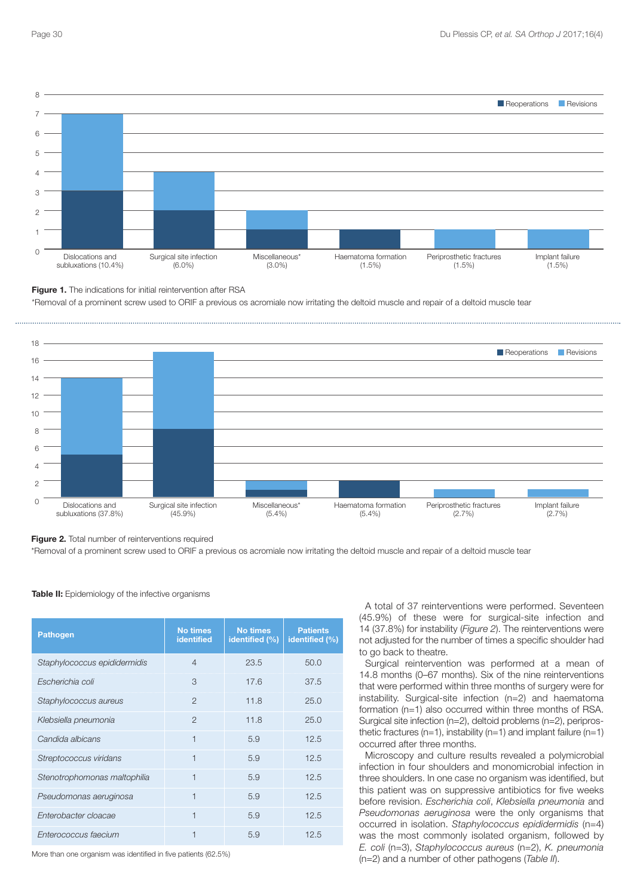**Figure 1.** The indications for initial reintervention after RSA

*Removal of a prominent screw used to ORIF a previous os acromiale now irritating the deltoid muscle and repair of a deltoid muscle tear

**Figure 2.** Total number of reinterventions required

*Removal of a prominent screw used to ORIF a previous os acromiale now irritating the deltoid muscle and repair of a deltoid muscle tear

**Table II:** Epidemiology of the infective organisms

| Pathogen | No times identified | No times identified (%) | Patients identified (%) |
|---|---|---|---|
| *Staphylococcus epididermidis* | 4 | 23.5 | 50.0 |
| *Escherichia coli* | 3 | 17.6 | 37.5 |
| *Staphylococcus aureus* | 2 | 11.8 | 25.0 |
| *Klebsiella pneumonia* | 2 | 11.8 | 25.0 |
| *Candida albicans* | 1 | 5.9 | 12.5 |
| *Streptococcus viridans* | 1 | 5.9 | 12.5 |
| *Stenotrophomonas maltophilia* | 1 | 5.9 | 12.5 |
| *Pseudomonas aeruginosa* | 1 | 5.9 | 12.5 |
| *Enterobacter cloacae* | 1 | 5.9 | 12.5 |
| *Enterococcus faecium* | 1 | 5.9 | 12.5 |

More than one organism was identified in five patients (62.5%)

A total of 37 reinterventions were performed. Seventeen (45.9%) of these were for surgical-site infection and 14 (37.8%) for instability (*Figure 2*). The reinterventions were not adjusted for the number of times a specific shoulder had to go back to theatre.

Surgical reintervention was performed at a mean of 14.8 months (0–67 months). Six of the nine reinterventions that were performed within three months of surgery were for instability. Surgical-site infection (n=2) and haematoma formation (n=1) also occurred within three months of RSA. Surgical site infection (n=2), deltoid problems (n=2), periprosthetic fractures (n=1), instability (n=1) and implant failure (n=1) occurred after three months.

Microscopy and culture results revealed a polymicrobial infection in four shoulders and monomicrobial infection in three shoulders. In one case no organism was identified, but this patient was on suppressive antibiotics for five weeks before revision. *Escherichia coli*, *Klebsiella pneumonia* and *Pseudomonas aeruginosa* were the only organisms that occurred in isolation. *Staphylococcus epididermidis* (n=4) was the most commonly isolated organism, followed by *E. coli* (n=3), *Staphylococcus aureus* (n=2), *K. pneumonia* (n=2) and a number of other pathogens (*Table II*).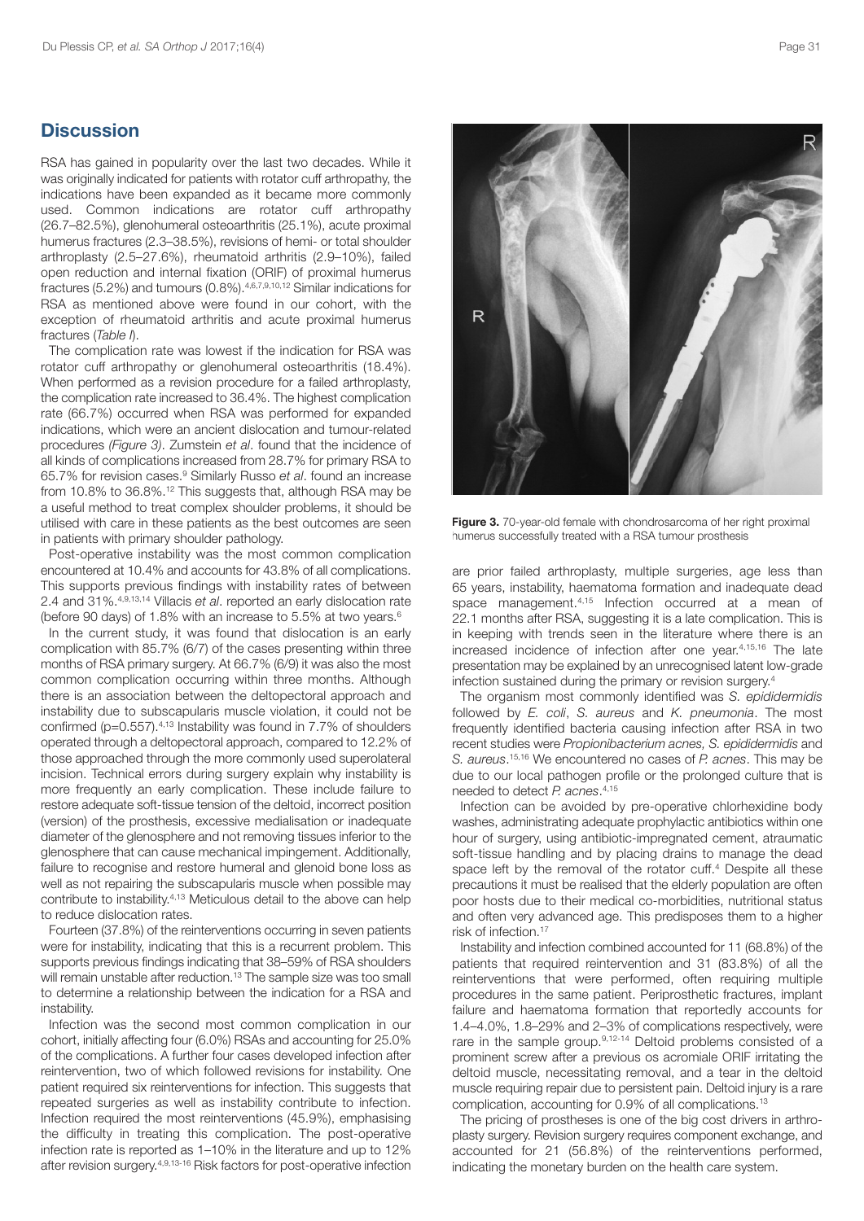## Discussion

RSA has gained in popularity over the last two decades. While it was originally indicated for patients with rotator cuff arthropathy, the indications have been expanded as it became more commonly used. Common indications are rotator cuff arthropathy (26.7–82.5%), glenohumeral osteoarthritis (25.1%), acute proximal humerus fractures (2.3–38.5%), revisions of hemi- or total shoulder arthroplasty (2.5–27.6%), rheumatoid arthritis (2.9–10%), failed open reduction and internal fixation (ORIF) of proximal humerus fractures (5.2%) and tumours (0.8%).[4,6,7,9,10,12] Similar indications for RSA as mentioned above were found in our cohort, with the exception of rheumatoid arthritis and acute proximal humerus fractures (*Table I*).

The complication rate was lowest if the indication for RSA was rotator cuff arthropathy or glenohumeral osteoarthritis (18.4%). When performed as a revision procedure for a failed arthroplasty, the complication rate increased to 36.4%. The highest complication rate (66.7%) occurred when RSA was performed for expanded indications, which were an ancient dislocation and tumour-related procedures *(Figure 3)*. Zumstein *et al*. found that the incidence of all kinds of complications increased from 28.7% for primary RSA to 65.7% for revision cases.[9] Similarly Russo *et al*. found an increase from 10.8% to 36.8%.[12] This suggests that, although RSA may be a useful method to treat complex shoulder problems, it should be utilised with care in these patients as the best outcomes are seen in patients with primary shoulder pathology.

Post-operative instability was the most common complication encountered at 10.4% and accounts for 43.8% of all complications. This supports previous findings with instability rates of between 2.4 and 31%.[4,9,13,14] Villacis *et al*. reported an early dislocation rate (before 90 days) of 1.8% with an increase to 5.5% at two years.[6]

In the current study, it was found that dislocation is an early complication with 85.7% (6/7) of the cases presenting within three months of RSA primary surgery. At 66.7% (6/9) it was also the most common complication occurring within three months. Although there is an association between the deltopectoral approach and instability due to subscapularis muscle violation, it could not be confirmed ($p=0.557$).[4,13] Instability was found in 7.7% of shoulders operated through a deltopectoral approach, compared to 12.2% of those approached through the more commonly used superolateral incision. Technical errors during surgery explain why instability is more frequently an early complication. These include failure to restore adequate soft-tissue tension of the deltoid, incorrect position (version) of the prosthesis, excessive medialisation or inadequate diameter of the glenosphere and not removing tissues inferior to the glenosphere that can cause mechanical impingement. Additionally, failure to recognise and restore humeral and glenoid bone loss as well as not repairing the subscapularis muscle when possible may contribute to instability.[4,13] Meticulous detail to the above can help to reduce dislocation rates.

Fourteen (37.8%) of the reinterventions occurring in seven patients were for instability, indicating that this is a recurrent problem. This supports previous findings indicating that 38–59% of RSA shoulders will remain unstable after reduction.[13] The sample size was too small to determine a relationship between the indication for a RSA and instability.

Infection was the second most common complication in our cohort, initially affecting four (6.0%) RSAs and accounting for 25.0% of the complications. A further four cases developed infection after reintervention, two of which followed revisions for instability. One patient required six reinterventions for infection. This suggests that repeated surgeries as well as instability contribute to infection. Infection required the most reinterventions (45.9%), emphasising the difficulty in treating this complication. The post-operative infection rate is reported as 1–10% in the literature and up to 12% after revision surgery.[4,9,13-16] Risk factors for post-operative infection are prior failed arthroplasty, multiple surgeries, age less than 65 years, instability, haematoma formation and inadequate dead space management.[4,15] Infection occurred at a mean of 22.1 months after RSA, suggesting it is a late complication. This is in keeping with trends seen in the literature where there is an increased incidence of infection after one year.[4,15,16] The late presentation may be explained by an unrecognised latent low-grade infection sustained during the primary or revision surgery.[4]

**Figure 3.** 70-year-old female with chondrosarcoma of her right proximal humerus successfully treated with a RSA tumour prosthesis

The organism most commonly identified was *S. epididermidis* followed by *E. coli*, *S. aureus* and *K. pneumonia*. The most frequently identified bacteria causing infection after RSA in two recent studies were *Propionibacterium acnes, S. epididermidis* and *S. aureus*.[15,16] We encountered no cases of *P. acnes*. This may be due to our local pathogen profile or the prolonged culture that is needed to detect *P. acnes*.[4,15]

Infection can be avoided by pre-operative chlorhexidine body washes, administrating adequate prophylactic antibiotics within one hour of surgery, using antibiotic-impregnated cement, atraumatic soft-tissue handling and by placing drains to manage the dead space left by the removal of the rotator cuff.[4] Despite all these precautions it must be realised that the elderly population are often poor hosts due to their medical co-morbidities, nutritional status and often very advanced age. This predisposes them to a higher risk of infection.[17]

Instability and infection combined accounted for 11 (68.8%) of the patients that required reintervention and 31 (83.8%) of all the reinterventions that were performed, often requiring multiple procedures in the same patient. Periprosthetic fractures, implant failure and haematoma formation that reportedly accounts for 1.4–4.0%, 1.8–29% and 2–3% of complications respectively, were rare in the sample group.[9,12-14] Deltoid problems consisted of a prominent screw after a previous os acromiale ORIF irritating the deltoid muscle, necessitating removal, and a tear in the deltoid muscle requiring repair due to persistent pain. Deltoid injury is a rare complication, accounting for 0.9% of all complications.[13]

The pricing of prostheses is one of the big cost drivers in arthroplasty surgery. Revision surgery requires component exchange, and accounted for 21 (56.8%) of the reinterventions performed, indicating the monetary burden on the health care system.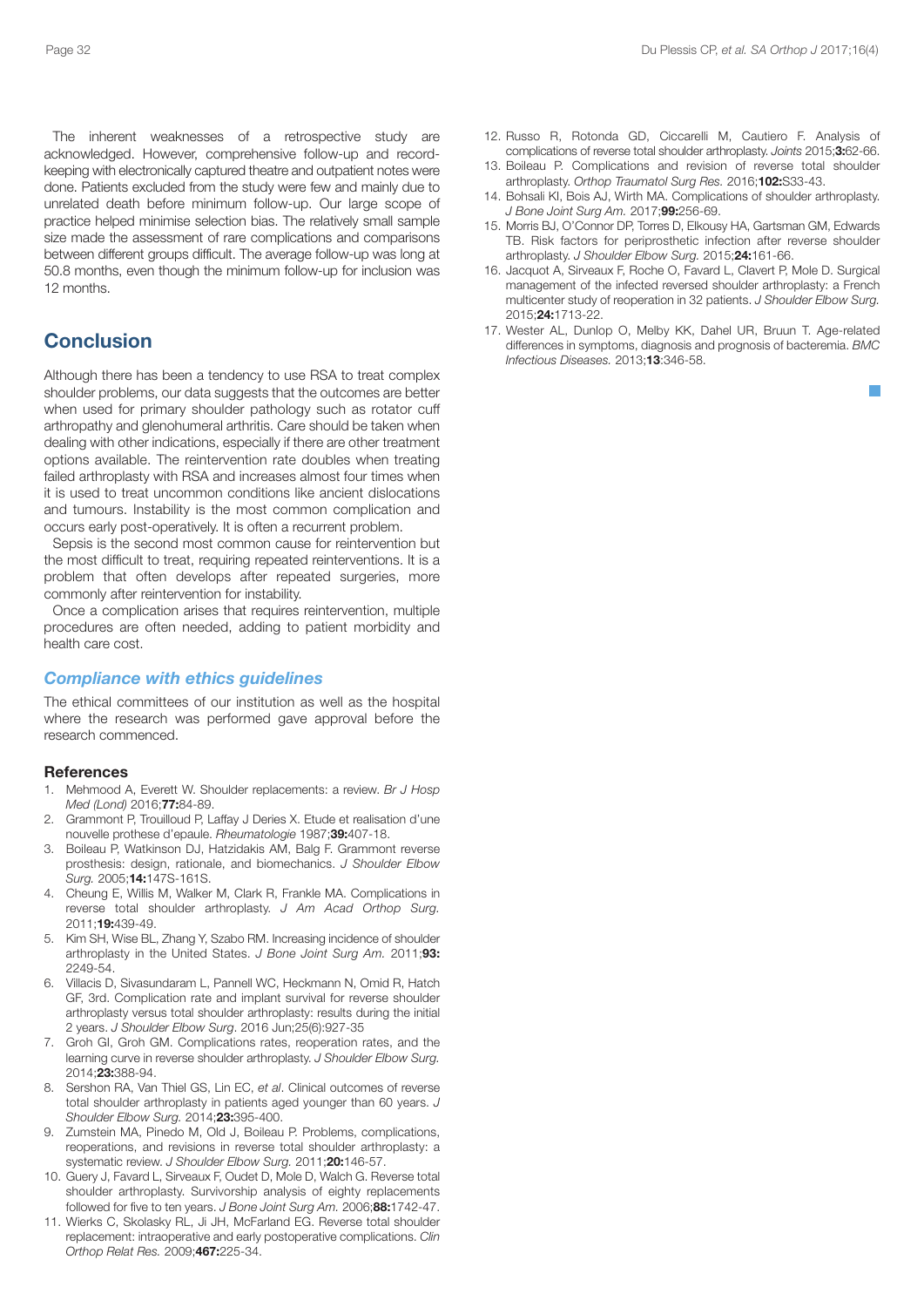The inherent weaknesses of a retrospective study are acknowledged. However, comprehensive follow-up and record-keeping with electronically captured theatre and outpatient notes were done. Patients excluded from the study were few and mainly due to unrelated death before minimum follow-up. Our large scope of practice helped minimise selection bias. The relatively small sample size made the assessment of rare complications and comparisons between different groups difficult. The average follow-up was long at 50.8 months, even though the minimum follow-up for inclusion was 12 months.

## Conclusion

Although there has been a tendency to use RSA to treat complex shoulder problems, our data suggests that the outcomes are better when used for primary shoulder pathology such as rotator cuff arthropathy and glenohumeral arthritis. Care should be taken when dealing with other indications, especially if there are other treatment options available. The reintervention rate doubles when treating failed arthroplasty with RSA and increases almost four times when it is used to treat uncommon conditions like ancient dislocations and tumours. Instability is the most common complication and occurs early post-operatively. It is often a recurrent problem.

Sepsis is the second most common cause for reintervention but the most difficult to treat, requiring repeated reinterventions. It is a problem that often develops after repeated surgeries, more commonly after reintervention for instability.

Once a complication arises that requires reintervention, multiple procedures are often needed, adding to patient morbidity and health care cost.

### *Compliance with ethics guidelines*

The ethical committees of our institution as well as the hospital where the research was performed gave approval before the research commenced.

### References

1. Mehmood A, Everett W. Shoulder replacements: a review. *Br J Hosp Med (Lond)* 2016;**77:**84-89.
2. Grammont P, Trouilloud P, Laffay J Deries X. Etude et realisation d'une nouvelle prothese d'epaule. *Rheumatologie* 1987;**39:**407-18.
3. Boileau P, Watkinson DJ, Hatzidakis AM, Balg F. Grammont reverse prosthesis: design, rationale, and biomechanics. *J Shoulder Elbow Surg.* 2005;**14:**147S-161S.
4. Cheung E, Willis M, Walker M, Clark R, Frankle MA. Complications in reverse total shoulder arthroplasty. *J Am Acad Orthop Surg.* 2011;**19:**439-49.
5. Kim SH, Wise BL, Zhang Y, Szabo RM. Increasing incidence of shoulder arthroplasty in the United States. *J Bone Joint Surg Am.* 2011;**93:** 2249-54.
6. Villacis D, Sivasundaram L, Pannell WC, Heckmann N, Omid R, Hatch GF, 3rd. Complication rate and implant survival for reverse shoulder arthroplasty versus total shoulder arthroplasty: results during the initial 2 years. *J Shoulder Elbow Surg*. 2016 Jun;25(6):927-35
7. Groh GI, Groh GM. Complications rates, reoperation rates, and the learning curve in reverse shoulder arthroplasty. *J Shoulder Elbow Surg.* 2014;**23:**388-94.
8. Sershon RA, Van Thiel GS, Lin EC, *et al*. Clinical outcomes of reverse total shoulder arthroplasty in patients aged younger than 60 years. *J Shoulder Elbow Surg.* 2014;**23:**395-400.
9. Zumstein MA, Pinedo M, Old J, Boileau P. Problems, complications, reoperations, and revisions in reverse total shoulder arthroplasty: a systematic review. *J Shoulder Elbow Surg.* 2011;**20:**146-57.
10. Guery J, Favard L, Sirveaux F, Oudet D, Mole D, Walch G. Reverse total shoulder arthroplasty. Survivorship analysis of eighty replacements followed for five to ten years. *J Bone Joint Surg Am.* 2006;**88:**1742-47.
11. Wierks C, Skolasky RL, Ji JH, McFarland EG. Reverse total shoulder replacement: intraoperative and early postoperative complications. *Clin Orthop Relat Res.* 2009;**467:**225-34.
12. Russo R, Rotonda GD, Ciccarelli M, Cautiero F. Analysis of complications of reverse total shoulder arthroplasty. *Joints* 2015;**3:**62-66.
13. Boileau P. Complications and revision of reverse total shoulder arthroplasty. *Orthop Traumatol Surg Res.* 2016;**102:**S33-43.
14. Bohsali KI, Bois AJ, Wirth MA. Complications of shoulder arthroplasty. *J Bone Joint Surg Am.* 2017;**99:**256-69.
15. Morris BJ, O'Connor DP, Torres D, Elkousy HA, Gartsman GM, Edwards TB. Risk factors for periprosthetic infection after reverse shoulder arthroplasty. *J Shoulder Elbow Surg.* 2015;**24:**161-66.
16. Jacquot A, Sirveaux F, Roche O, Favard L, Clavert P, Mole D. Surgical management of the infected reversed shoulder arthroplasty: a French multicenter study of reoperation in 32 patients. *J Shoulder Elbow Surg.* 2015;**24:**1713-22.
17. Wester AL, Dunlop O, Melby KK, Dahel UR, Bruun T. Age-related differences in symptoms, diagnosis and prognosis of bacteremia. *BMC Infectious Diseases.* 2013;**13**:346-58.